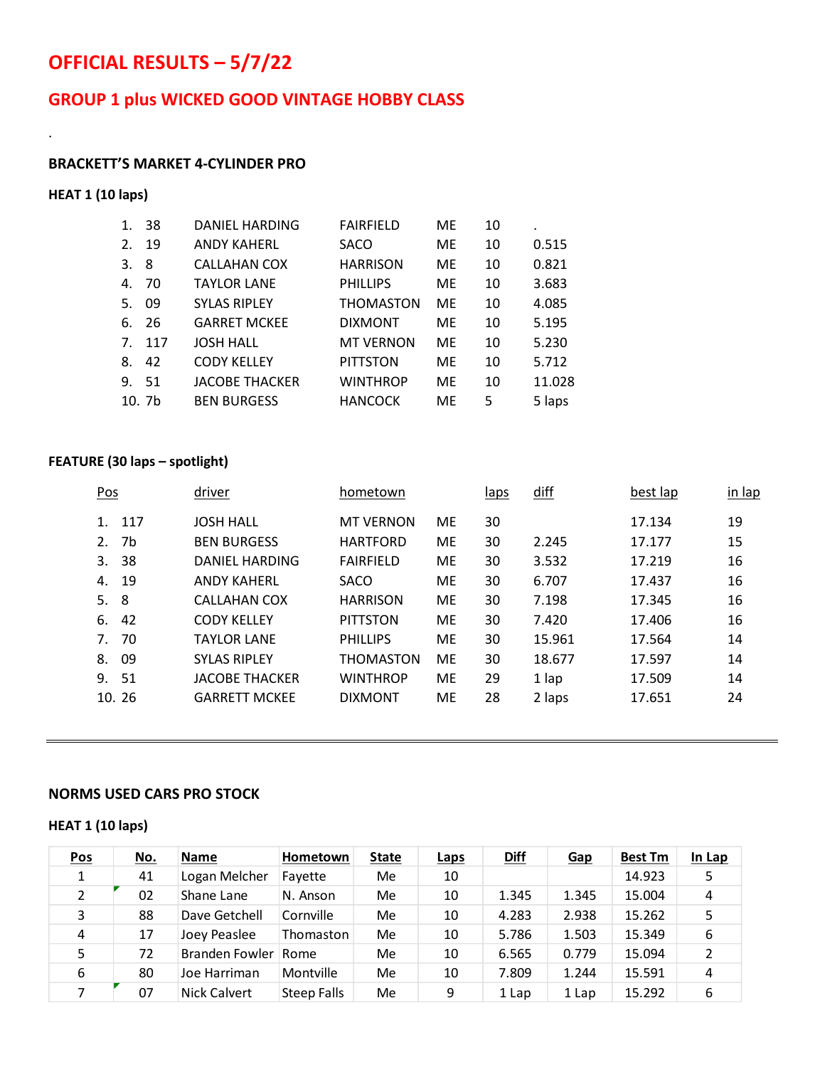# OFFICIAL RESULTS – 5/7/22

## GROUP 1 plus WICKED GOOD VINTAGE HOBBY CLASS

.

### BRACKETT'S MARKET 4-CYLINDER PRO

**HEAT 1 (10 laps)**

| Pos | No. | Driver | Hometown | State | Laps | Diff |
|---|---|---|---|---|---|---|
| 1. | 38 | DANIEL HARDING | FAIRFIELD | ME | 10 | . |
| 2. | 19 | ANDY KAHERL | SACO | ME | 10 | 0.515 |
| 3. | 8 | CALLAHAN COX | HARRISON | ME | 10 | 0.821 |
| 4. | 70 | TAYLOR LANE | PHILLIPS | ME | 10 | 3.683 |
| 5. | 09 | SYLAS RIPLEY | THOMASTON | ME | 10 | 4.085 |
| 6. | 26 | GARRET MCKEE | DIXMONT | ME | 10 | 5.195 |
| 7. | 117 | JOSH HALL | MT VERNON | ME | 10 | 5.230 |
| 8. | 42 | CODY KELLEY | PITTSTON | ME | 10 | 5.712 |
| 9. | 51 | JACOBE THACKER | WINTHROP | ME | 10 | 11.028 |
| 10. | 7b | BEN BURGESS | HANCOCK | ME | 5 | 5 laps |

**FEATURE (30 laps – spotlight)**

| Pos | | driver | hometown | | laps | diff | best lap | in lap |
|---|---|---|---|---|---|---|---|---|
| 1. | 117 | JOSH HALL | MT VERNON | ME | 30 | | 17.134 | 19 |
| 2. | 7b | BEN BURGESS | HARTFORD | ME | 30 | 2.245 | 17.177 | 15 |
| 3. | 38 | DANIEL HARDING | FAIRFIELD | ME | 30 | 3.532 | 17.219 | 16 |
| 4. | 19 | ANDY KAHERL | SACO | ME | 30 | 6.707 | 17.437 | 16 |
| 5. | 8 | CALLAHAN COX | HARRISON | ME | 30 | 7.198 | 17.345 | 16 |
| 6. | 42 | CODY KELLEY | PITTSTON | ME | 30 | 7.420 | 17.406 | 16 |
| 7. | 70 | TAYLOR LANE | PHILLIPS | ME | 30 | 15.961 | 17.564 | 14 |
| 8. | 09 | SYLAS RIPLEY | THOMASTON | ME | 30 | 18.677 | 17.597 | 14 |
| 9. | 51 | JACOBE THACKER | WINTHROP | ME | 29 | 1 lap | 17.509 | 14 |
| 10. | 26 | GARRETT MCKEE | DIXMONT | ME | 28 | 2 laps | 17.651 | 24 |

---

### NORMS USED CARS PRO STOCK

**HEAT 1 (10 laps)**

| Pos | No. | Name | Hometown | State | Laps | Diff | Gap | Best Tm | In Lap |
|---|---|---|---|---|---|---|---|---|---|
| 1 | 41 | Logan Melcher | Fayette | Me | 10 | | | 14.923 | 5 |
| 2 | 02 | Shane Lane | N. Anson | Me | 10 | 1.345 | 1.345 | 15.004 | 4 |
| 3 | 88 | Dave Getchell | Cornville | Me | 10 | 4.283 | 2.938 | 15.262 | 5 |
| 4 | 17 | Joey Peaslee | Thomaston | Me | 10 | 5.786 | 1.503 | 15.349 | 6 |
| 5 | 72 | Branden Fowler | Rome | Me | 10 | 6.565 | 0.779 | 15.094 | 2 |
| 6 | 80 | Joe Harriman | Montville | Me | 10 | 7.809 | 1.244 | 15.591 | 4 |
| 7 | 07 | Nick Calvert | Steep Falls | Me | 9 | 1 Lap | 1 Lap | 15.292 | 6 |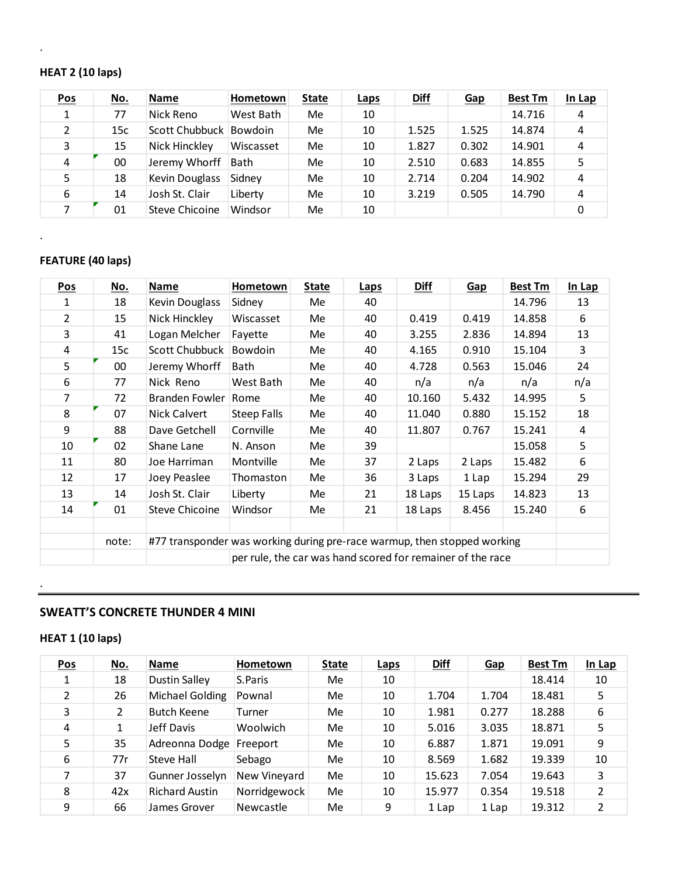.

**HEAT 2 (10 laps)**

| Pos | No. | Name | Hometown | State | Laps | Diff | Gap | Best Tm | In Lap |
|---|---|---|---|---|---|---|---|---|---|
| 1 | 77 | Nick Reno | West Bath | Me | 10 | | | 14.716 | 4 |
| 2 | 15c | Scott Chubbuck | Bowdoin | Me | 10 | 1.525 | 1.525 | 14.874 | 4 |
| 3 | 15 | Nick Hinckley | Wiscasset | Me | 10 | 1.827 | 0.302 | 14.901 | 4 |
| 4 | 00 | Jeremy Whorff | Bath | Me | 10 | 2.510 | 0.683 | 14.855 | 5 |
| 5 | 18 | Kevin Douglass | Sidney | Me | 10 | 2.714 | 0.204 | 14.902 | 4 |
| 6 | 14 | Josh St. Clair | Liberty | Me | 10 | 3.219 | 0.505 | 14.790 | 4 |
| 7 | 01 | Steve Chicoine | Windsor | Me | 10 | | | | 0 |

.

**FEATURE (40 laps)**

| Pos | No. | Name | Hometown | State | Laps | Diff | Gap | Best Tm | In Lap |
|---|---|---|---|---|---|---|---|---|---|
| 1 | 18 | Kevin Douglass | Sidney | Me | 40 | | | 14.796 | 13 |
| 2 | 15 | Nick Hinckley | Wiscasset | Me | 40 | 0.419 | 0.419 | 14.858 | 6 |
| 3 | 41 | Logan Melcher | Fayette | Me | 40 | 3.255 | 2.836 | 14.894 | 13 |
| 4 | 15c | Scott Chubbuck | Bowdoin | Me | 40 | 4.165 | 0.910 | 15.104 | 3 |
| 5 | 00 | Jeremy Whorff | Bath | Me | 40 | 4.728 | 0.563 | 15.046 | 24 |
| 6 | 77 | Nick Reno | West Bath | Me | 40 | n/a | n/a | n/a | n/a |
| 7 | 72 | Branden Fowler | Rome | Me | 40 | 10.160 | 5.432 | 14.995 | 5 |
| 8 | 07 | Nick Calvert | Steep Falls | Me | 40 | 11.040 | 0.880 | 15.152 | 18 |
| 9 | 88 | Dave Getchell | Cornville | Me | 40 | 11.807 | 0.767 | 15.241 | 4 |
| 10 | 02 | Shane Lane | N. Anson | Me | 39 | | | 15.058 | 5 |
| 11 | 80 | Joe Harriman | Montville | Me | 37 | 2 Laps | 2 Laps | 15.482 | 6 |
| 12 | 17 | Joey Peaslee | Thomaston | Me | 36 | 3 Laps | 1 Lap | 15.294 | 29 |
| 13 | 14 | Josh St. Clair | Liberty | Me | 21 | 18 Laps | 15 Laps | 14.823 | 13 |
| 14 | 01 | Steve Chicoine | Windsor | Me | 21 | 18 Laps | 8.456 | 15.240 | 6 |
| | | | | | | | | | |
| | note: | #77 transponder was working during pre-race warmup, then stopped working | | | | | | | |
| | | | per rule, the car was hand scored for remainer of the race | | | | | | |

.

## SWEATT'S CONCRETE THUNDER 4 MINI

**HEAT 1 (10 laps)**

| Pos | No. | Name | Hometown | State | Laps | Diff | Gap | Best Tm | In Lap |
|---|---|---|---|---|---|---|---|---|---|
| 1 | 18 | Dustin Salley | S.Paris | Me | 10 | | | 18.414 | 10 |
| 2 | 26 | Michael Golding | Pownal | Me | 10 | 1.704 | 1.704 | 18.481 | 5 |
| 3 | 2 | Butch Keene | Turner | Me | 10 | 1.981 | 0.277 | 18.288 | 6 |
| 4 | 1 | Jeff Davis | Woolwich | Me | 10 | 5.016 | 3.035 | 18.871 | 5 |
| 5 | 35 | Adreonna Dodge | Freeport | Me | 10 | 6.887 | 1.871 | 19.091 | 9 |
| 6 | 77r | Steve Hall | Sebago | Me | 10 | 8.569 | 1.682 | 19.339 | 10 |
| 7 | 37 | Gunner Josselyn | New Vineyard | Me | 10 | 15.623 | 7.054 | 19.643 | 3 |
| 8 | 42x | Richard Austin | Norridgewock | Me | 10 | 15.977 | 0.354 | 19.518 | 2 |
| 9 | 66 | James Grover | Newcastle | Me | 9 | 1 Lap | 1 Lap | 19.312 | 2 |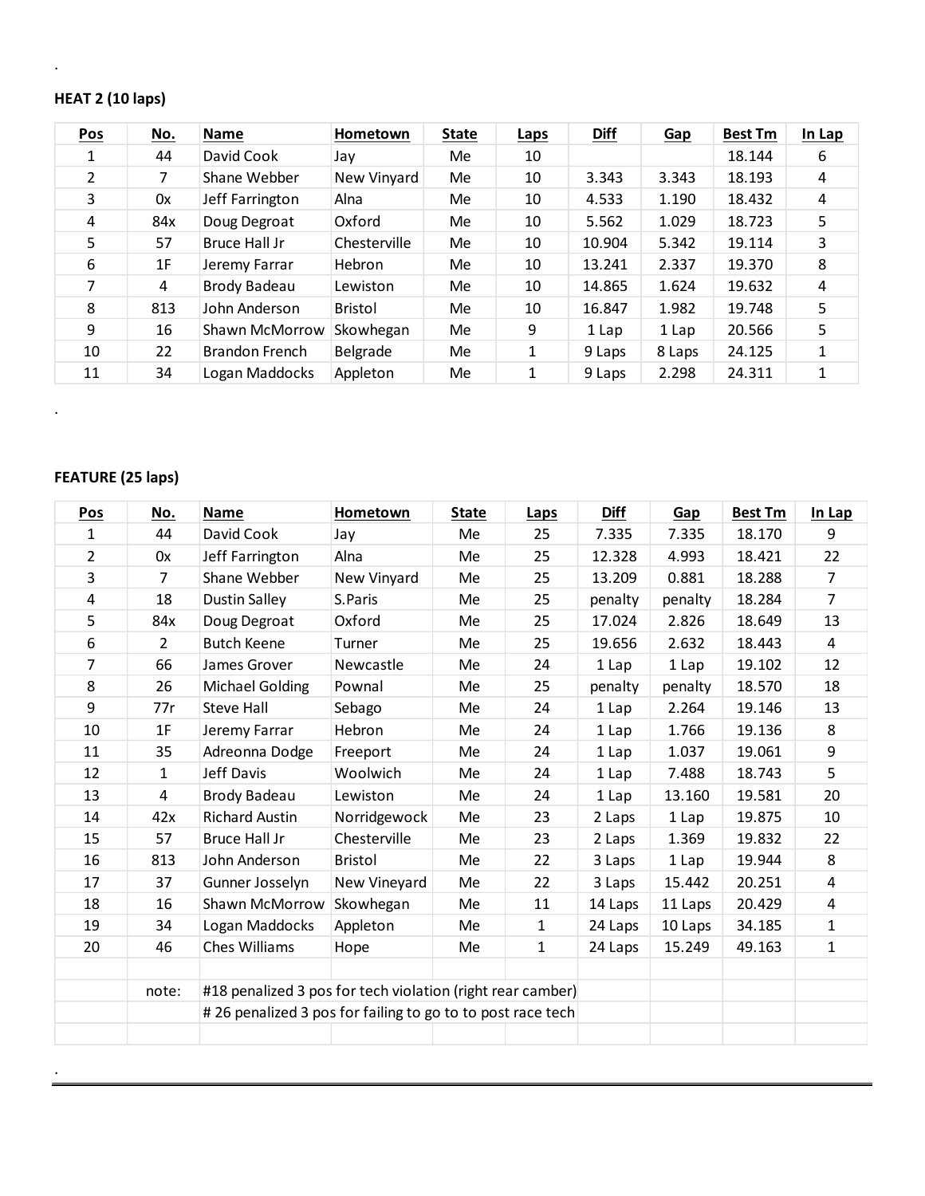.

**HEAT 2 (10 laps)**

| Pos | No. | Name | Hometown | State | Laps | Diff | Gap | Best Tm | In Lap |
|---|---|---|---|---|---|---|---|---|---|
| 1 | 44 | David Cook | Jay | Me | 10 | | | 18.144 | 6 |
| 2 | 7 | Shane Webber | New Vinyard | Me | 10 | 3.343 | 3.343 | 18.193 | 4 |
| 3 | 0x | Jeff Farrington | Alna | Me | 10 | 4.533 | 1.190 | 18.432 | 4 |
| 4 | 84x | Doug Degroat | Oxford | Me | 10 | 5.562 | 1.029 | 18.723 | 5 |
| 5 | 57 | Bruce Hall Jr | Chesterville | Me | 10 | 10.904 | 5.342 | 19.114 | 3 |
| 6 | 1F | Jeremy Farrar | Hebron | Me | 10 | 13.241 | 2.337 | 19.370 | 8 |
| 7 | 4 | Brody Badeau | Lewiston | Me | 10 | 14.865 | 1.624 | 19.632 | 4 |
| 8 | 813 | John Anderson | Bristol | Me | 10 | 16.847 | 1.982 | 19.748 | 5 |
| 9 | 16 | Shawn McMorrow | Skowhegan | Me | 9 | 1 Lap | 1 Lap | 20.566 | 5 |
| 10 | 22 | Brandon French | Belgrade | Me | 1 | 9 Laps | 8 Laps | 24.125 | 1 |
| 11 | 34 | Logan Maddocks | Appleton | Me | 1 | 9 Laps | 2.298 | 24.311 | 1 |

.

**FEATURE (25 laps)**

| Pos | No. | Name | Hometown | State | Laps | Diff | Gap | Best Tm | In Lap |
|---|---|---|---|---|---|---|---|---|---|
| 1 | 44 | David Cook | Jay | Me | 25 | 7.335 | 7.335 | 18.170 | 9 |
| 2 | 0x | Jeff Farrington | Alna | Me | 25 | 12.328 | 4.993 | 18.421 | 22 |
| 3 | 7 | Shane Webber | New Vinyard | Me | 25 | 13.209 | 0.881 | 18.288 | 7 |
| 4 | 18 | Dustin Salley | S.Paris | Me | 25 | penalty | penalty | 18.284 | 7 |
| 5 | 84x | Doug Degroat | Oxford | Me | 25 | 17.024 | 2.826 | 18.649 | 13 |
| 6 | 2 | Butch Keene | Turner | Me | 25 | 19.656 | 2.632 | 18.443 | 4 |
| 7 | 66 | James Grover | Newcastle | Me | 24 | 1 Lap | 1 Lap | 19.102 | 12 |
| 8 | 26 | Michael Golding | Pownal | Me | 25 | penalty | penalty | 18.570 | 18 |
| 9 | 77r | Steve Hall | Sebago | Me | 24 | 1 Lap | 2.264 | 19.146 | 13 |
| 10 | 1F | Jeremy Farrar | Hebron | Me | 24 | 1 Lap | 1.766 | 19.136 | 8 |
| 11 | 35 | Adreonna Dodge | Freeport | Me | 24 | 1 Lap | 1.037 | 19.061 | 9 |
| 12 | 1 | Jeff Davis | Woolwich | Me | 24 | 1 Lap | 7.488 | 18.743 | 5 |
| 13 | 4 | Brody Badeau | Lewiston | Me | 24 | 1 Lap | 13.160 | 19.581 | 20 |
| 14 | 42x | Richard Austin | Norridgewock | Me | 23 | 2 Laps | 1 Lap | 19.875 | 10 |
| 15 | 57 | Bruce Hall Jr | Chesterville | Me | 23 | 2 Laps | 1.369 | 19.832 | 22 |
| 16 | 813 | John Anderson | Bristol | Me | 22 | 3 Laps | 1 Lap | 19.944 | 8 |
| 17 | 37 | Gunner Josselyn | New Vineyard | Me | 22 | 3 Laps | 15.442 | 20.251 | 4 |
| 18 | 16 | Shawn McMorrow | Skowhegan | Me | 11 | 14 Laps | 11 Laps | 20.429 | 4 |
| 19 | 34 | Logan Maddocks | Appleton | Me | 1 | 24 Laps | 10 Laps | 34.185 | 1 |
| 20 | 46 | Ches Williams | Hope | Me | 1 | 24 Laps | 15.249 | 49.163 | 1 |
| | | | | | | | | | |
| | note: | #18 penalized 3 pos for tech violation (right rear camber) | | | | | | | |
| | | # 26 penalized 3 pos for failing to go to to post race tech | | | | | | | |

.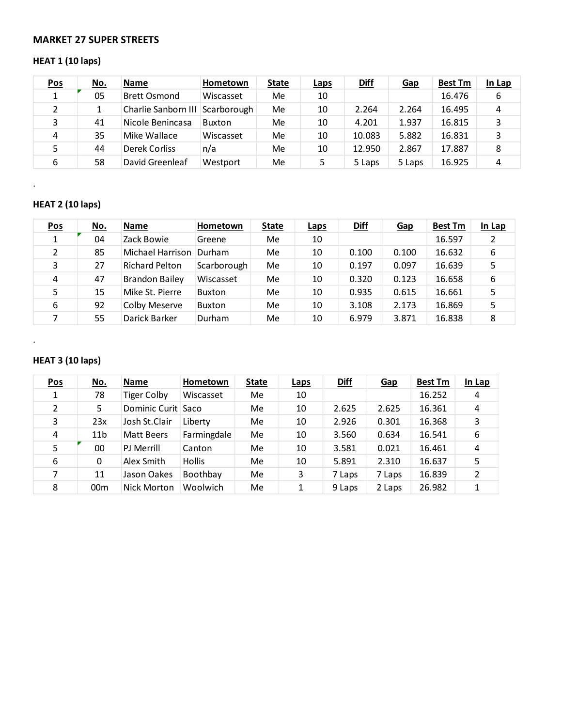**MARKET 27 SUPER STREETS**

**HEAT 1 (10 laps)**

| Pos | No. | Name | Hometown | State | Laps | Diff | Gap | Best Tm | In Lap |
|---|---|---|---|---|---|---|---|---|---|
| 1 | 05 | Brett Osmond | Wiscasset | Me | 10 | | | 16.476 | 6 |
| 2 | 1 | Charlie Sanborn III | Scarborough | Me | 10 | 2.264 | 2.264 | 16.495 | 4 |
| 3 | 41 | Nicole Benincasa | Buxton | Me | 10 | 4.201 | 1.937 | 16.815 | 3 |
| 4 | 35 | Mike Wallace | Wiscasset | Me | 10 | 10.083 | 5.882 | 16.831 | 3 |
| 5 | 44 | Derek Corliss | n/a | Me | 10 | 12.950 | 2.867 | 17.887 | 8 |
| 6 | 58 | David Greenleaf | Westport | Me | 5 | 5 Laps | 5 Laps | 16.925 | 4 |

.

**HEAT 2 (10 laps)**

| Pos | No. | Name | Hometown | State | Laps | Diff | Gap | Best Tm | In Lap |
|---|---|---|---|---|---|---|---|---|---|
| 1 | 04 | Zack Bowie | Greene | Me | 10 | | | 16.597 | 2 |
| 2 | 85 | Michael Harrison | Durham | Me | 10 | 0.100 | 0.100 | 16.632 | 6 |
| 3 | 27 | Richard Pelton | Scarborough | Me | 10 | 0.197 | 0.097 | 16.639 | 5 |
| 4 | 47 | Brandon Bailey | Wiscasset | Me | 10 | 0.320 | 0.123 | 16.658 | 6 |
| 5 | 15 | Mike St. Pierre | Buxton | Me | 10 | 0.935 | 0.615 | 16.661 | 5 |
| 6 | 92 | Colby Meserve | Buxton | Me | 10 | 3.108 | 2.173 | 16.869 | 5 |
| 7 | 55 | Darick Barker | Durham | Me | 10 | 6.979 | 3.871 | 16.838 | 8 |

.

**HEAT 3 (10 laps)**

| Pos | No. | Name | Hometown | State | Laps | Diff | Gap | Best Tm | In Lap |
|---|---|---|---|---|---|---|---|---|---|
| 1 | 78 | Tiger Colby | Wiscasset | Me | 10 | | | 16.252 | 4 |
| 2 | 5 | Dominic Curit | Saco | Me | 10 | 2.625 | 2.625 | 16.361 | 4 |
| 3 | 23x | Josh St.Clair | Liberty | Me | 10 | 2.926 | 0.301 | 16.368 | 3 |
| 4 | 11b | Matt Beers | Farmingdale | Me | 10 | 3.560 | 0.634 | 16.541 | 6 |
| 5 | 00 | PJ Merrill | Canton | Me | 10 | 3.581 | 0.021 | 16.461 | 4 |
| 6 | 0 | Alex Smith | Hollis | Me | 10 | 5.891 | 2.310 | 16.637 | 5 |
| 7 | 11 | Jason Oakes | Boothbay | Me | 3 | 7 Laps | 7 Laps | 16.839 | 2 |
| 8 | 00m | Nick Morton | Woolwich | Me | 1 | 9 Laps | 2 Laps | 26.982 | 1 |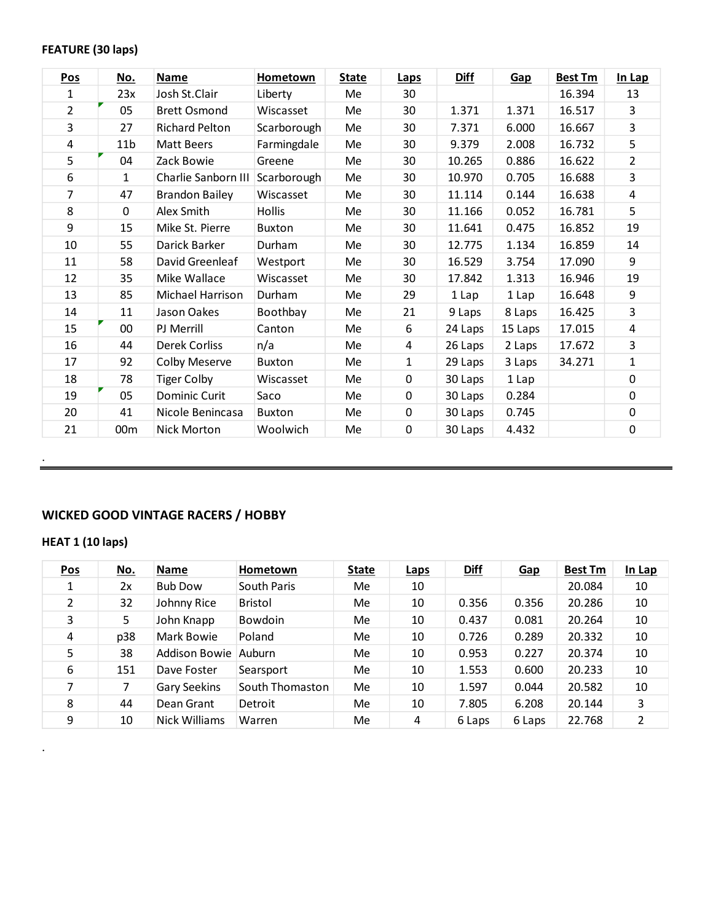**FEATURE (30 laps)**

| Pos | No. | Name | Hometown | State | Laps | Diff | Gap | Best Tm | In Lap |
|---|---|---|---|---|---|---|---|---|---|
| 1 | 23x | Josh St.Clair | Liberty | Me | 30 | | | 16.394 | 13 |
| 2 | 05 | Brett Osmond | Wiscasset | Me | 30 | 1.371 | 1.371 | 16.517 | 3 |
| 3 | 27 | Richard Pelton | Scarborough | Me | 30 | 7.371 | 6.000 | 16.667 | 3 |
| 4 | 11b | Matt Beers | Farmingdale | Me | 30 | 9.379 | 2.008 | 16.732 | 5 |
| 5 | 04 | Zack Bowie | Greene | Me | 30 | 10.265 | 0.886 | 16.622 | 2 |
| 6 | 1 | Charlie Sanborn III | Scarborough | Me | 30 | 10.970 | 0.705 | 16.688 | 3 |
| 7 | 47 | Brandon Bailey | Wiscasset | Me | 30 | 11.114 | 0.144 | 16.638 | 4 |
| 8 | 0 | Alex Smith | Hollis | Me | 30 | 11.166 | 0.052 | 16.781 | 5 |
| 9 | 15 | Mike St. Pierre | Buxton | Me | 30 | 11.641 | 0.475 | 16.852 | 19 |
| 10 | 55 | Darick Barker | Durham | Me | 30 | 12.775 | 1.134 | 16.859 | 14 |
| 11 | 58 | David Greenleaf | Westport | Me | 30 | 16.529 | 3.754 | 17.090 | 9 |
| 12 | 35 | Mike Wallace | Wiscasset | Me | 30 | 17.842 | 1.313 | 16.946 | 19 |
| 13 | 85 | Michael Harrison | Durham | Me | 29 | 1 Lap | 1 Lap | 16.648 | 9 |
| 14 | 11 | Jason Oakes | Boothbay | Me | 21 | 9 Laps | 8 Laps | 16.425 | 3 |
| 15 | 00 | PJ Merrill | Canton | Me | 6 | 24 Laps | 15 Laps | 17.015 | 4 |
| 16 | 44 | Derek Corliss | n/a | Me | 4 | 26 Laps | 2 Laps | 17.672 | 3 |
| 17 | 92 | Colby Meserve | Buxton | Me | 1 | 29 Laps | 3 Laps | 34.271 | 1 |
| 18 | 78 | Tiger Colby | Wiscasset | Me | 0 | 30 Laps | 1 Lap | | 0 |
| 19 | 05 | Dominic Curit | Saco | Me | 0 | 30 Laps | 0.284 | | 0 |
| 20 | 41 | Nicole Benincasa | Buxton | Me | 0 | 30 Laps | 0.745 | | 0 |
| 21 | 00m | Nick Morton | Woolwich | Me | 0 | 30 Laps | 4.432 | | 0 |

.

---

**WICKED GOOD VINTAGE RACERS / HOBBY**

**HEAT 1 (10 laps)**

| Pos | No. | Name | Hometown | State | Laps | Diff | Gap | Best Tm | In Lap |
|---|---|---|---|---|---|---|---|---|---|
| 1 | 2x | Bub Dow | South Paris | Me | 10 | | | 20.084 | 10 |
| 2 | 32 | Johnny Rice | Bristol | Me | 10 | 0.356 | 0.356 | 20.286 | 10 |
| 3 | 5 | John Knapp | Bowdoin | Me | 10 | 0.437 | 0.081 | 20.264 | 10 |
| 4 | p38 | Mark Bowie | Poland | Me | 10 | 0.726 | 0.289 | 20.332 | 10 |
| 5 | 38 | Addison Bowie | Auburn | Me | 10 | 0.953 | 0.227 | 20.374 | 10 |
| 6 | 151 | Dave Foster | Searsport | Me | 10 | 1.553 | 0.600 | 20.233 | 10 |
| 7 | 7 | Gary Seekins | South Thomaston | Me | 10 | 1.597 | 0.044 | 20.582 | 10 |
| 8 | 44 | Dean Grant | Detroit | Me | 10 | 7.805 | 6.208 | 20.144 | 3 |
| 9 | 10 | Nick Williams | Warren | Me | 4 | 6 Laps | 6 Laps | 22.768 | 2 |

.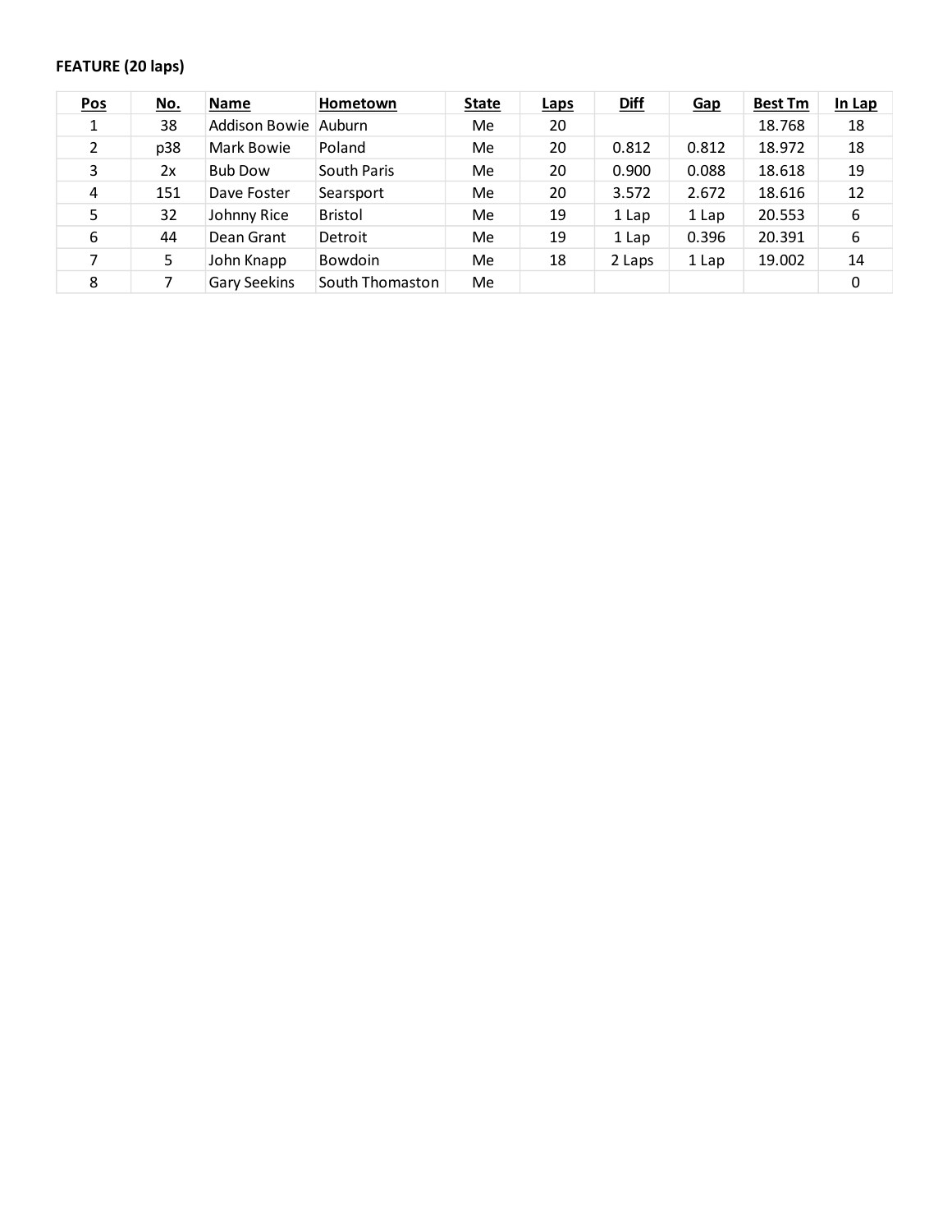**FEATURE (20 laps)**

| Pos | No. | Name | Hometown | State | Laps | Diff | Gap | Best Tm | In Lap |
|---|---|---|---|---|---|---|---|---|---|
| 1 | 38 | Addison Bowie | Auburn | Me | 20 | | | 18.768 | 18 |
| 2 | p38 | Mark Bowie | Poland | Me | 20 | 0.812 | 0.812 | 18.972 | 18 |
| 3 | 2x | Bub Dow | South Paris | Me | 20 | 0.900 | 0.088 | 18.618 | 19 |
| 4 | 151 | Dave Foster | Searsport | Me | 20 | 3.572 | 2.672 | 18.616 | 12 |
| 5 | 32 | Johnny Rice | Bristol | Me | 19 | 1 Lap | 1 Lap | 20.553 | 6 |
| 6 | 44 | Dean Grant | Detroit | Me | 19 | 1 Lap | 0.396 | 20.391 | 6 |
| 7 | 5 | John Knapp | Bowdoin | Me | 18 | 2 Laps | 1 Lap | 19.002 | 14 |
| 8 | 7 | Gary Seekins | South Thomaston | Me | | | | | 0 |